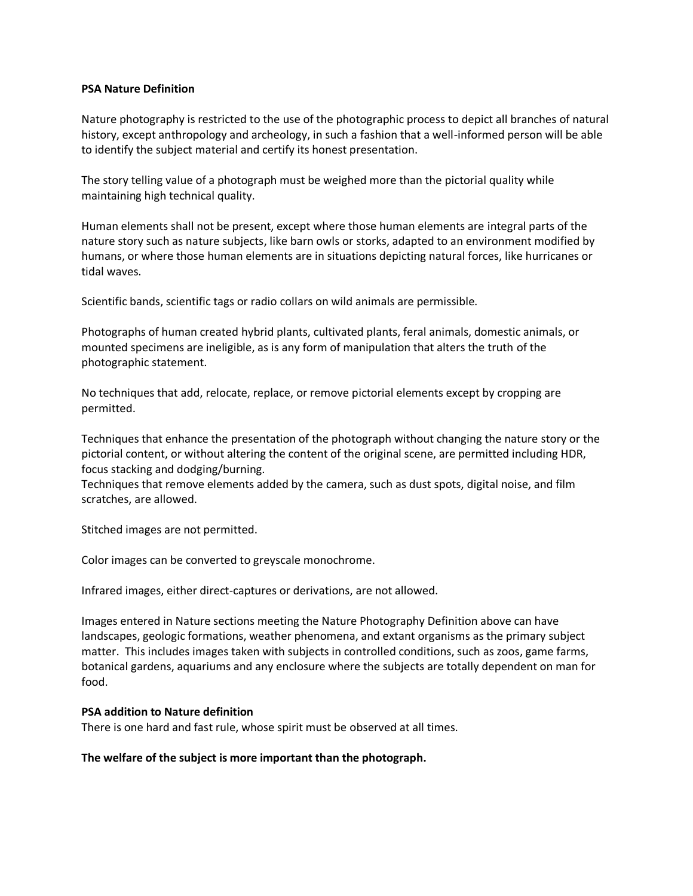**PSA Nature Definition**

Nature photography is restricted to the use of the photographic process to depict all branches of natural history, except anthropology and archeology, in such a fashion that a well-informed person will be able to identify the subject material and certify its honest presentation.

The story telling value of a photograph must be weighed more than the pictorial quality while maintaining high technical quality.

Human elements shall not be present, except where those human elements are integral parts of the nature story such as nature subjects, like barn owls or storks, adapted to an environment modified by humans, or where those human elements are in situations depicting natural forces, like hurricanes or tidal waves.

Scientific bands, scientific tags or radio collars on wild animals are permissible.

Photographs of human created hybrid plants, cultivated plants, feral animals, domestic animals, or mounted specimens are ineligible, as is any form of manipulation that alters the truth of the photographic statement.

No techniques that add, relocate, replace, or remove pictorial elements except by cropping are permitted.

Techniques that enhance the presentation of the photograph without changing the nature story or the pictorial content, or without altering the content of the original scene, are permitted including HDR, focus stacking and dodging/burning.
Techniques that remove elements added by the camera, such as dust spots, digital noise, and film scratches, are allowed.

Stitched images are not permitted.

Color images can be converted to greyscale monochrome.

Infrared images, either direct-captures or derivations, are not allowed.

Images entered in Nature sections meeting the Nature Photography Definition above can have landscapes, geologic formations, weather phenomena, and extant organisms as the primary subject matter. This includes images taken with subjects in controlled conditions, such as zoos, game farms, botanical gardens, aquariums and any enclosure where the subjects are totally dependent on man for food.

**PSA addition to Nature definition**
There is one hard and fast rule, whose spirit must be observed at all times.

**The welfare of the subject is more important than the photograph.**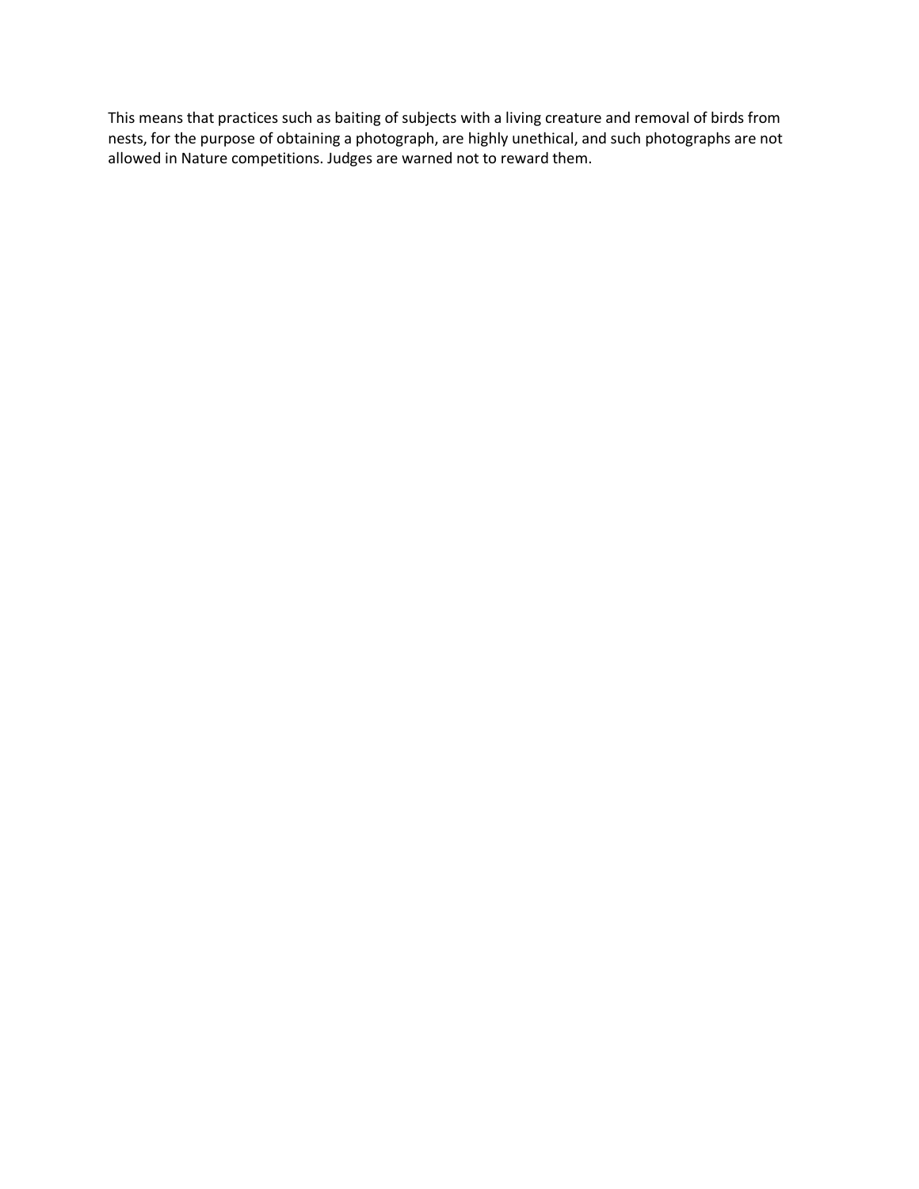This means that practices such as baiting of subjects with a living creature and removal of birds from nests, for the purpose of obtaining a photograph, are highly unethical, and such photographs are not allowed in Nature competitions. Judges are warned not to reward them.